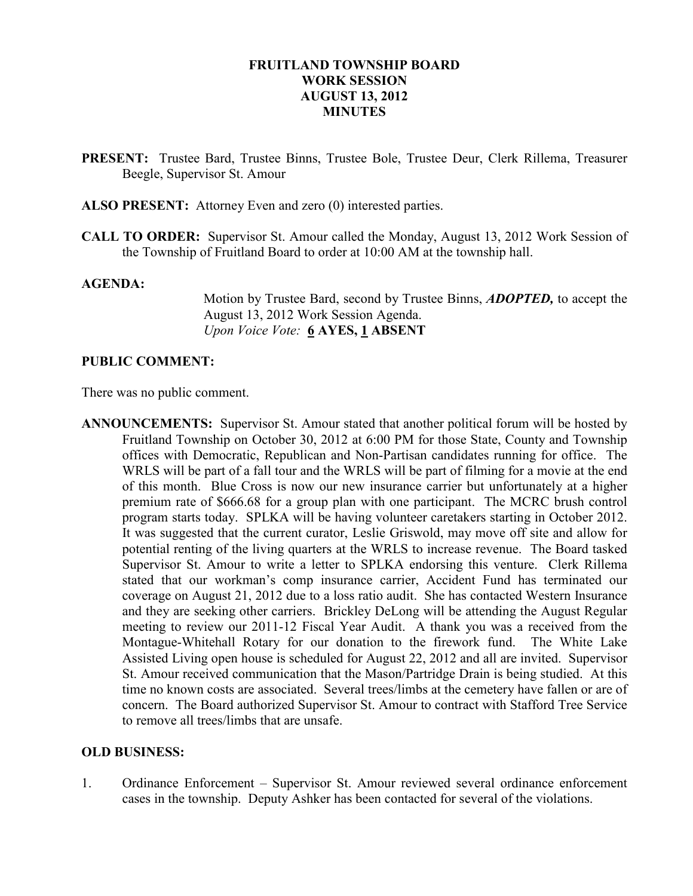# FRUITLAND TOWNSHIP BOARD
# WORK SESSION
# AUGUST 13, 2012
# MINUTES

**PRESENT:** Trustee Bard, Trustee Binns, Trustee Bole, Trustee Deur, Clerk Rillema, Treasurer Beegle, Supervisor St. Amour

**ALSO PRESENT:** Attorney Even and zero (0) interested parties.

**CALL TO ORDER:** Supervisor St. Amour called the Monday, August 13, 2012 Work Session of the Township of Fruitland Board to order at 10:00 AM at the township hall.

**AGENDA:**

Motion by Trustee Bard, second by Trustee Binns, ***ADOPTED,*** to accept the August 13, 2012 Work Session Agenda.
*Upon Voice Vote:* **6 AYES, 1 ABSENT**

**PUBLIC COMMENT:**

There was no public comment.

**ANNOUNCEMENTS:** Supervisor St. Amour stated that another political forum will be hosted by Fruitland Township on October 30, 2012 at 6:00 PM for those State, County and Township offices with Democratic, Republican and Non-Partisan candidates running for office. The WRLS will be part of a fall tour and the WRLS will be part of filming for a movie at the end of this month. Blue Cross is now our new insurance carrier but unfortunately at a higher premium rate of $666.68 for a group plan with one participant. The MCRC brush control program starts today. SPLKA will be having volunteer caretakers starting in October 2012. It was suggested that the current curator, Leslie Griswold, may move off site and allow for potential renting of the living quarters at the WRLS to increase revenue. The Board tasked Supervisor St. Amour to write a letter to SPLKA endorsing this venture. Clerk Rillema stated that our workman's comp insurance carrier, Accident Fund has terminated our coverage on August 21, 2012 due to a loss ratio audit. She has contacted Western Insurance and they are seeking other carriers. Brickley DeLong will be attending the August Regular meeting to review our 2011-12 Fiscal Year Audit. A thank you was a received from the Montague-Whitehall Rotary for our donation to the firework fund. The White Lake Assisted Living open house is scheduled for August 22, 2012 and all are invited. Supervisor St. Amour received communication that the Mason/Partridge Drain is being studied. At this time no known costs are associated. Several trees/limbs at the cemetery have fallen or are of concern. The Board authorized Supervisor St. Amour to contract with Stafford Tree Service to remove all trees/limbs that are unsafe.

**OLD BUSINESS:**

1. Ordinance Enforcement – Supervisor St. Amour reviewed several ordinance enforcement cases in the township. Deputy Ashker has been contacted for several of the violations.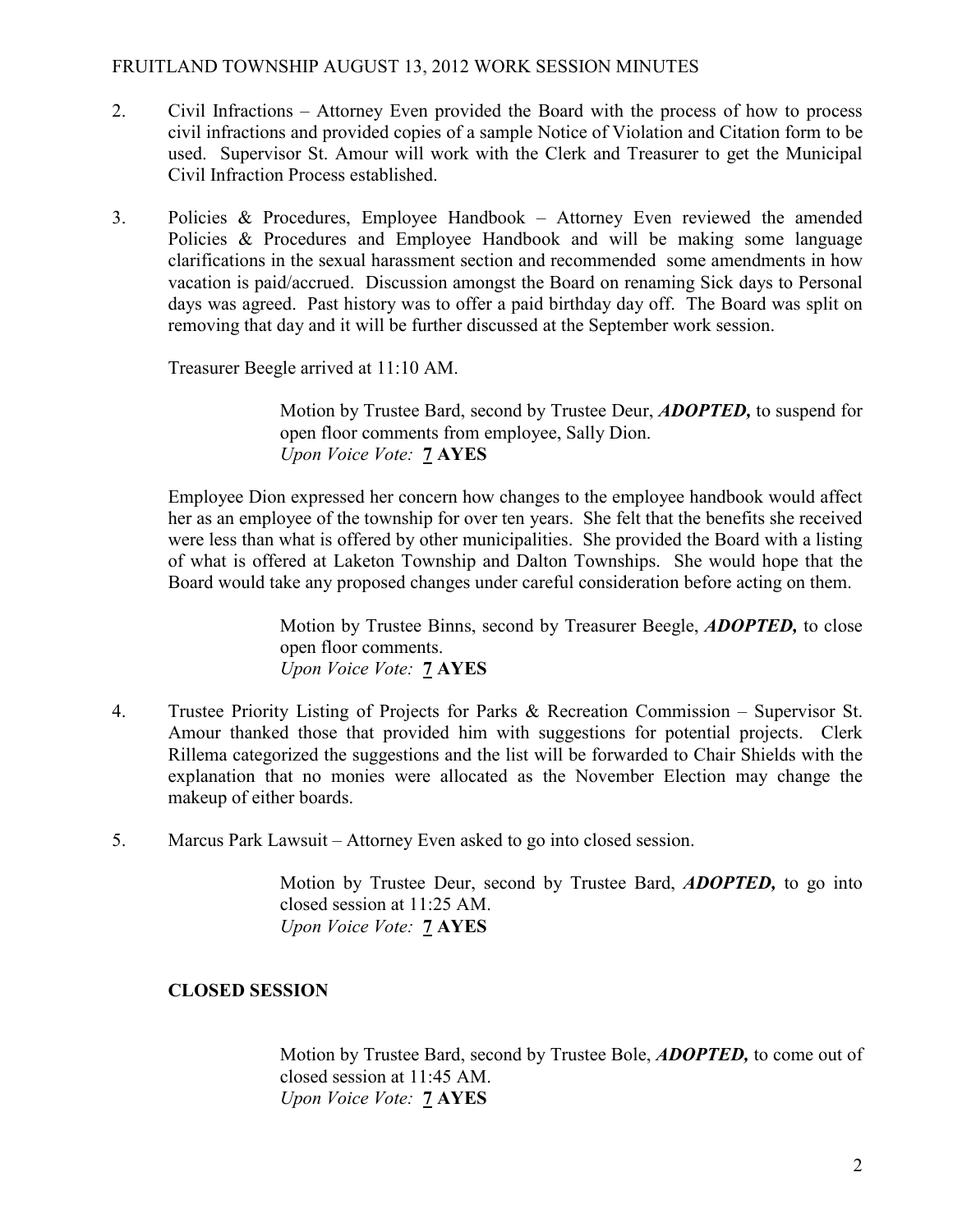2. Civil Infractions – Attorney Even provided the Board with the process of how to process civil infractions and provided copies of a sample Notice of Violation and Citation form to be used. Supervisor St. Amour will work with the Clerk and Treasurer to get the Municipal Civil Infraction Process established.

3. Policies & Procedures, Employee Handbook – Attorney Even reviewed the amended Policies & Procedures and Employee Handbook and will be making some language clarifications in the sexual harassment section and recommended some amendments in how vacation is paid/accrued. Discussion amongst the Board on renaming Sick days to Personal days was agreed. Past history was to offer a paid birthday day off. The Board was split on removing that day and it will be further discussed at the September work session.

   Treasurer Beegle arrived at 11:10 AM.

   > Motion by Trustee Bard, second by Trustee Deur, ***ADOPTED,*** to suspend for open floor comments from employee, Sally Dion.
   > *Upon Voice Vote:* **7 AYES**

   Employee Dion expressed her concern how changes to the employee handbook would affect her as an employee of the township for over ten years. She felt that the benefits she received were less than what is offered by other municipalities. She provided the Board with a listing of what is offered at Laketon Township and Dalton Townships. She would hope that the Board would take any proposed changes under careful consideration before acting on them.

   > Motion by Trustee Binns, second by Treasurer Beegle, ***ADOPTED,*** to close open floor comments.
   > *Upon Voice Vote:* **7 AYES**

4. Trustee Priority Listing of Projects for Parks & Recreation Commission – Supervisor St. Amour thanked those that provided him with suggestions for potential projects. Clerk Rillema categorized the suggestions and the list will be forwarded to Chair Shields with the explanation that no monies were allocated as the November Election may change the makeup of either boards.

5. Marcus Park Lawsuit – Attorney Even asked to go into closed session.

   > Motion by Trustee Deur, second by Trustee Bard, ***ADOPTED,*** to go into closed session at 11:25 AM.
   > *Upon Voice Vote:* **7 AYES**

**CLOSED SESSION**

> Motion by Trustee Bard, second by Trustee Bole, ***ADOPTED,*** to come out of closed session at 11:45 AM.
> *Upon Voice Vote:* **7 AYES**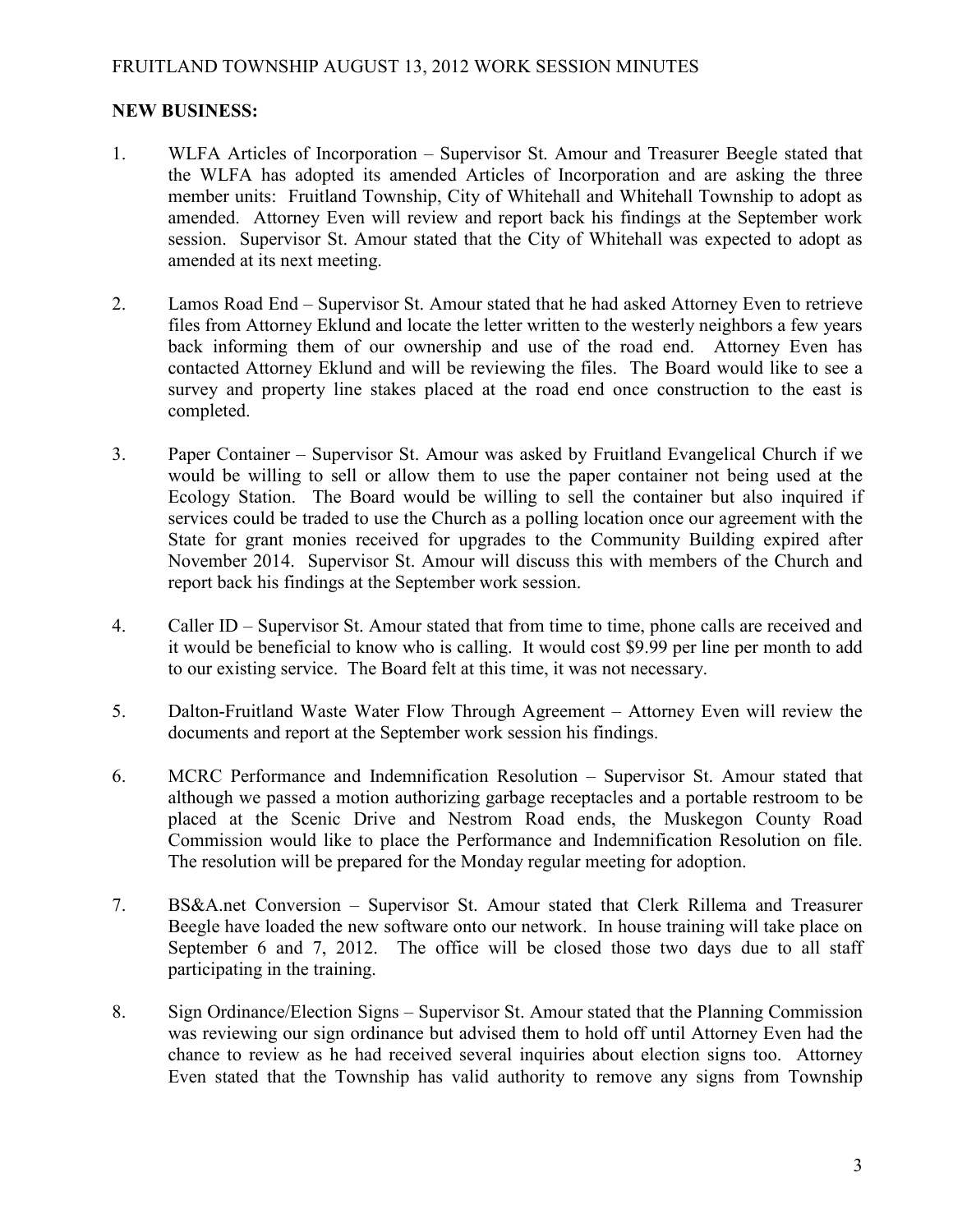**NEW BUSINESS:**

1. WLFA Articles of Incorporation – Supervisor St. Amour and Treasurer Beegle stated that the WLFA has adopted its amended Articles of Incorporation and are asking the three member units: Fruitland Township, City of Whitehall and Whitehall Township to adopt as amended. Attorney Even will review and report back his findings at the September work session. Supervisor St. Amour stated that the City of Whitehall was expected to adopt as amended at its next meeting.

2. Lamos Road End – Supervisor St. Amour stated that he had asked Attorney Even to retrieve files from Attorney Eklund and locate the letter written to the westerly neighbors a few years back informing them of our ownership and use of the road end. Attorney Even has contacted Attorney Eklund and will be reviewing the files. The Board would like to see a survey and property line stakes placed at the road end once construction to the east is completed.

3. Paper Container – Supervisor St. Amour was asked by Fruitland Evangelical Church if we would be willing to sell or allow them to use the paper container not being used at the Ecology Station. The Board would be willing to sell the container but also inquired if services could be traded to use the Church as a polling location once our agreement with the State for grant monies received for upgrades to the Community Building expired after November 2014. Supervisor St. Amour will discuss this with members of the Church and report back his findings at the September work session.

4. Caller ID – Supervisor St. Amour stated that from time to time, phone calls are received and it would be beneficial to know who is calling. It would cost $9.99 per line per month to add to our existing service. The Board felt at this time, it was not necessary.

5. Dalton-Fruitland Waste Water Flow Through Agreement – Attorney Even will review the documents and report at the September work session his findings.

6. MCRC Performance and Indemnification Resolution – Supervisor St. Amour stated that although we passed a motion authorizing garbage receptacles and a portable restroom to be placed at the Scenic Drive and Nestrom Road ends, the Muskegon County Road Commission would like to place the Performance and Indemnification Resolution on file. The resolution will be prepared for the Monday regular meeting for adoption.

7. BS&A.net Conversion – Supervisor St. Amour stated that Clerk Rillema and Treasurer Beegle have loaded the new software onto our network. In house training will take place on September 6 and 7, 2012. The office will be closed those two days due to all staff participating in the training.

8. Sign Ordinance/Election Signs – Supervisor St. Amour stated that the Planning Commission was reviewing our sign ordinance but advised them to hold off until Attorney Even had the chance to review as he had received several inquiries about election signs too. Attorney Even stated that the Township has valid authority to remove any signs from Township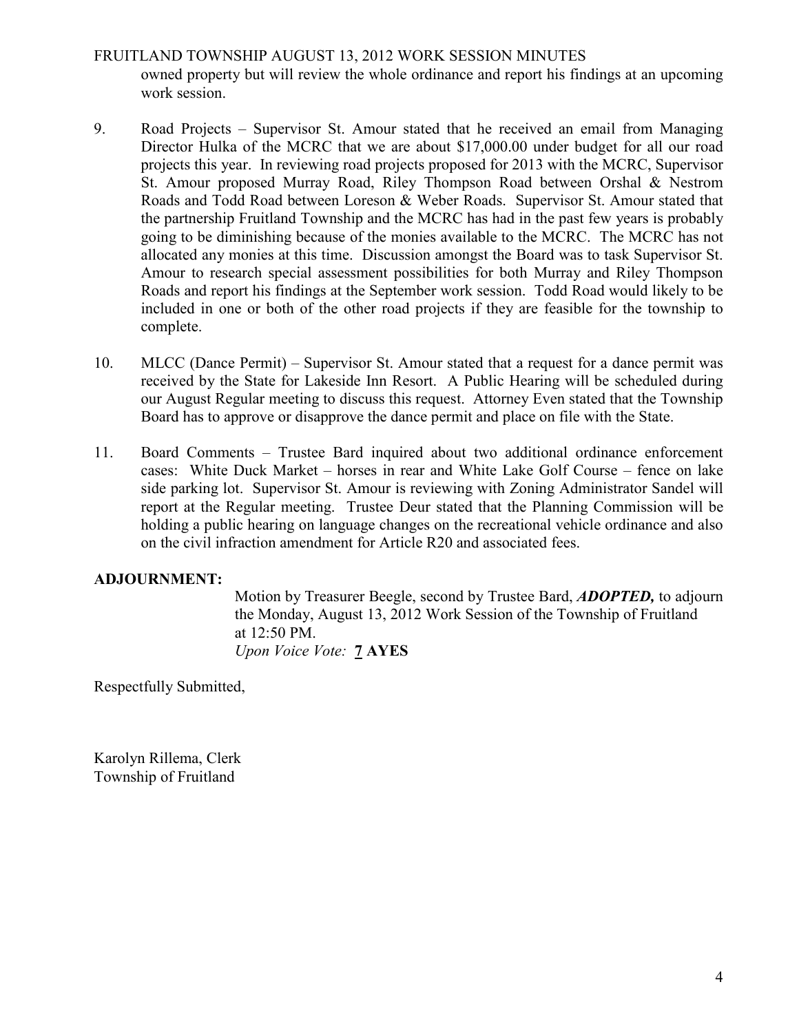owned property but will review the whole ordinance and report his findings at an upcoming work session.

9. Road Projects – Supervisor St. Amour stated that he received an email from Managing Director Hulka of the MCRC that we are about $17,000.00 under budget for all our road projects this year. In reviewing road projects proposed for 2013 with the MCRC, Supervisor St. Amour proposed Murray Road, Riley Thompson Road between Orshal & Nestrom Roads and Todd Road between Loreson & Weber Roads. Supervisor St. Amour stated that the partnership Fruitland Township and the MCRC has had in the past few years is probably going to be diminishing because of the monies available to the MCRC. The MCRC has not allocated any monies at this time. Discussion amongst the Board was to task Supervisor St. Amour to research special assessment possibilities for both Murray and Riley Thompson Roads and report his findings at the September work session. Todd Road would likely to be included in one or both of the other road projects if they are feasible for the township to complete.

10. MLCC (Dance Permit) – Supervisor St. Amour stated that a request for a dance permit was received by the State for Lakeside Inn Resort. A Public Hearing will be scheduled during our August Regular meeting to discuss this request. Attorney Even stated that the Township Board has to approve or disapprove the dance permit and place on file with the State.

11. Board Comments – Trustee Bard inquired about two additional ordinance enforcement cases: White Duck Market – horses in rear and White Lake Golf Course – fence on lake side parking lot. Supervisor St. Amour is reviewing with Zoning Administrator Sandel will report at the Regular meeting. Trustee Deur stated that the Planning Commission will be holding a public hearing on language changes on the recreational vehicle ordinance and also on the civil infraction amendment for Article R20 and associated fees.

**ADJOURNMENT:**

Motion by Treasurer Beegle, second by Trustee Bard, ***ADOPTED,*** to adjourn the Monday, August 13, 2012 Work Session of the Township of Fruitland at 12:50 PM.
*Upon Voice Vote:* **7 AYES**

Respectfully Submitted,

Karolyn Rillema, Clerk
Township of Fruitland